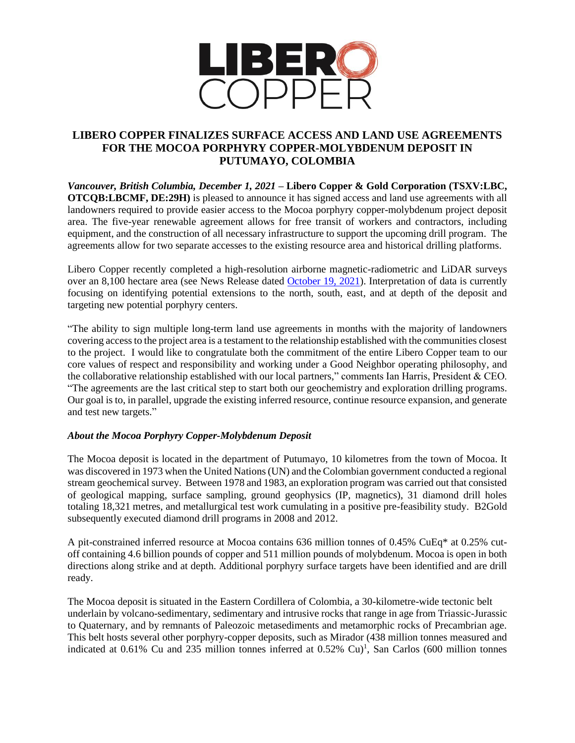# LIBERO COPPER FINALIZES SURFACE ACCESS AND LAND USE AGREEMENTS FOR THE MOCOA PORPHYRY COPPER-MOLYBDENUM DEPOSIT IN PUTUMAYO, COLOMBIA

***Vancouver, British Columbia, December 1, 2021*** – **Libero Copper & Gold Corporation (TSXV:LBC, OTCQB:LBCMF, DE:29H)** is pleased to announce it has signed access and land use agreements with all landowners required to provide easier access to the Mocoa porphyry copper-molybdenum project deposit area. The five-year renewable agreement allows for free transit of workers and contractors, including equipment, and the construction of all necessary infrastructure to support the upcoming drill program. The agreements allow for two separate accesses to the existing resource area and historical drilling platforms.

Libero Copper recently completed a high-resolution airborne magnetic-radiometric and LiDAR surveys over an 8,100 hectare area (see News Release dated October 19, 2021). Interpretation of data is currently focusing on identifying potential extensions to the north, south, east, and at depth of the deposit and targeting new potential porphyry centers.

"The ability to sign multiple long-term land use agreements in months with the majority of landowners covering access to the project area is a testament to the relationship established with the communities closest to the project. I would like to congratulate both the commitment of the entire Libero Copper team to our core values of respect and responsibility and working under a Good Neighbor operating philosophy, and the collaborative relationship established with our local partners," comments Ian Harris, President & CEO. "The agreements are the last critical step to start both our geochemistry and exploration drilling programs. Our goal is to, in parallel, upgrade the existing inferred resource, continue resource expansion, and generate and test new targets."

### *About the Mocoa Porphyry Copper-Molybdenum Deposit*

The Mocoa deposit is located in the department of Putumayo, 10 kilometres from the town of Mocoa. It was discovered in 1973 when the United Nations (UN) and the Colombian government conducted a regional stream geochemical survey. Between 1978 and 1983, an exploration program was carried out that consisted of geological mapping, surface sampling, ground geophysics (IP, magnetics), 31 diamond drill holes totaling 18,321 metres, and metallurgical test work cumulating in a positive pre-feasibility study. B2Gold subsequently executed diamond drill programs in 2008 and 2012.

A pit-constrained inferred resource at Mocoa contains 636 million tonnes of 0.45% CuEq* at 0.25% cut-off containing 4.6 billion pounds of copper and 511 million pounds of molybdenum. Mocoa is open in both directions along strike and at depth. Additional porphyry surface targets have been identified and are drill ready.

The Mocoa deposit is situated in the Eastern Cordillera of Colombia, a 30-kilometre-wide tectonic belt underlain by volcano-sedimentary, sedimentary and intrusive rocks that range in age from Triassic-Jurassic to Quaternary, and by remnants of Paleozoic metasediments and metamorphic rocks of Precambrian age. This belt hosts several other porphyry-copper deposits, such as Mirador (438 million tonnes measured and indicated at 0.61% Cu and 235 million tonnes inferred at 0.52% Cu)[1], San Carlos (600 million tonnes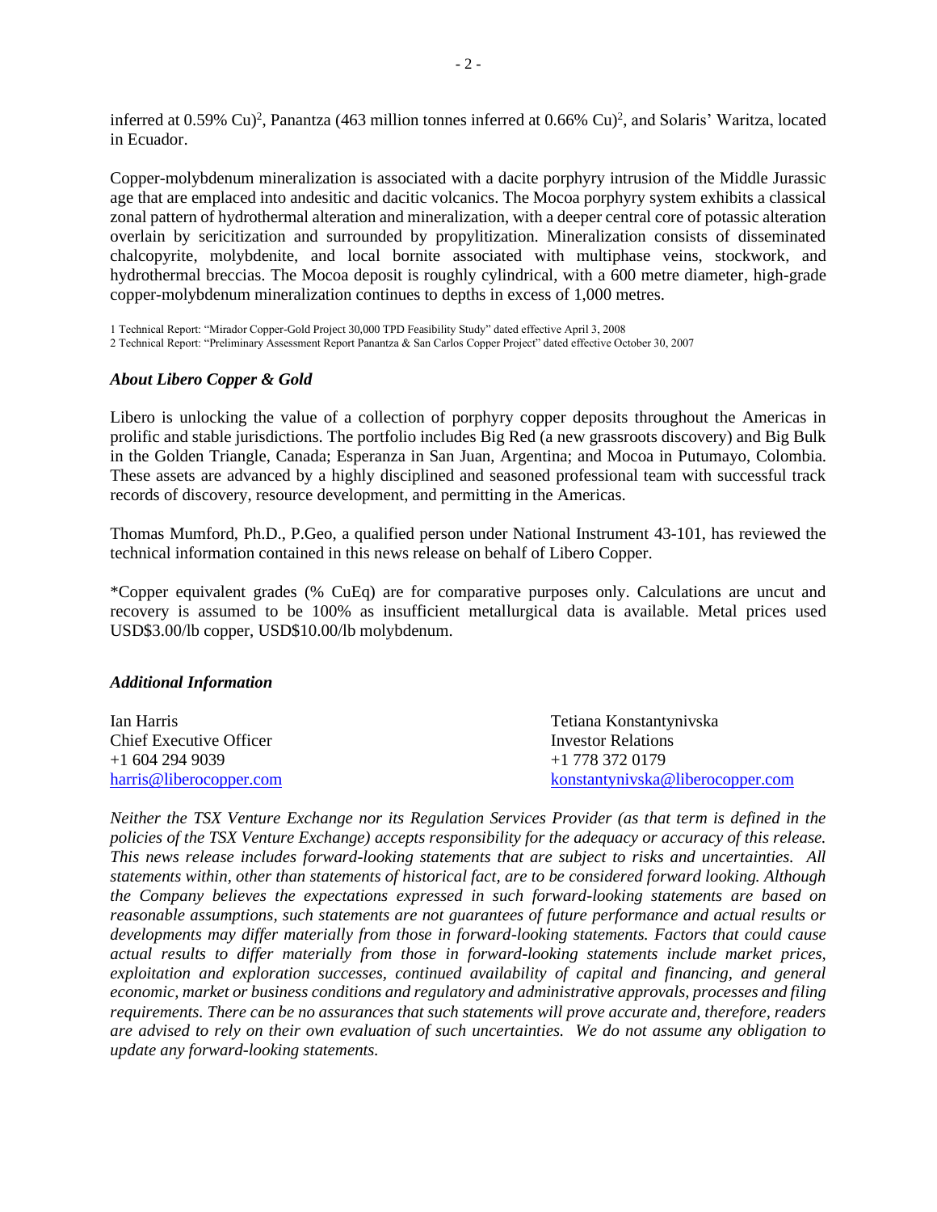inferred at 0.59% Cu)[2], Panantza (463 million tonnes inferred at 0.66% Cu)[2], and Solaris' Waritza, located in Ecuador.

Copper-molybdenum mineralization is associated with a dacite porphyry intrusion of the Middle Jurassic age that are emplaced into andesitic and dacitic volcanics. The Mocoa porphyry system exhibits a classical zonal pattern of hydrothermal alteration and mineralization, with a deeper central core of potassic alteration overlain by sericitization and surrounded by propylitization. Mineralization consists of disseminated chalcopyrite, molybdenite, and local bornite associated with multiphase veins, stockwork, and hydrothermal breccias. The Mocoa deposit is roughly cylindrical, with a 600 metre diameter, high-grade copper-molybdenum mineralization continues to depths in excess of 1,000 metres.

1 Technical Report: "Mirador Copper-Gold Project 30,000 TPD Feasibility Study" dated effective April 3, 2008
2 Technical Report: "Preliminary Assessment Report Panantza & San Carlos Copper Project" dated effective October 30, 2007

### *About Libero Copper & Gold*

Libero is unlocking the value of a collection of porphyry copper deposits throughout the Americas in prolific and stable jurisdictions. The portfolio includes Big Red (a new grassroots discovery) and Big Bulk in the Golden Triangle, Canada; Esperanza in San Juan, Argentina; and Mocoa in Putumayo, Colombia. These assets are advanced by a highly disciplined and seasoned professional team with successful track records of discovery, resource development, and permitting in the Americas.

Thomas Mumford, Ph.D., P.Geo, a qualified person under National Instrument 43-101, has reviewed the technical information contained in this news release on behalf of Libero Copper.

*Copper equivalent grades (% CuEq) are for comparative purposes only. Calculations are uncut and recovery is assumed to be 100% as insufficient metallurgical data is available. Metal prices used USD$3.00/lb copper, USD$10.00/lb molybdenum.

### *Additional Information*

Ian Harris
Chief Executive Officer
+1 604 294 9039
harris@liberocopper.com

Tetiana Konstantynivska
Investor Relations
+1 778 372 0179
konstantynivska@liberocopper.com

*Neither the TSX Venture Exchange nor its Regulation Services Provider (as that term is defined in the policies of the TSX Venture Exchange) accepts responsibility for the adequacy or accuracy of this release. This news release includes forward-looking statements that are subject to risks and uncertainties. All statements within, other than statements of historical fact, are to be considered forward looking. Although the Company believes the expectations expressed in such forward-looking statements are based on reasonable assumptions, such statements are not guarantees of future performance and actual results or developments may differ materially from those in forward-looking statements. Factors that could cause actual results to differ materially from those in forward-looking statements include market prices, exploitation and exploration successes, continued availability of capital and financing, and general economic, market or business conditions and regulatory and administrative approvals, processes and filing requirements. There can be no assurances that such statements will prove accurate and, therefore, readers are advised to rely on their own evaluation of such uncertainties. We do not assume any obligation to update any forward-looking statements.*